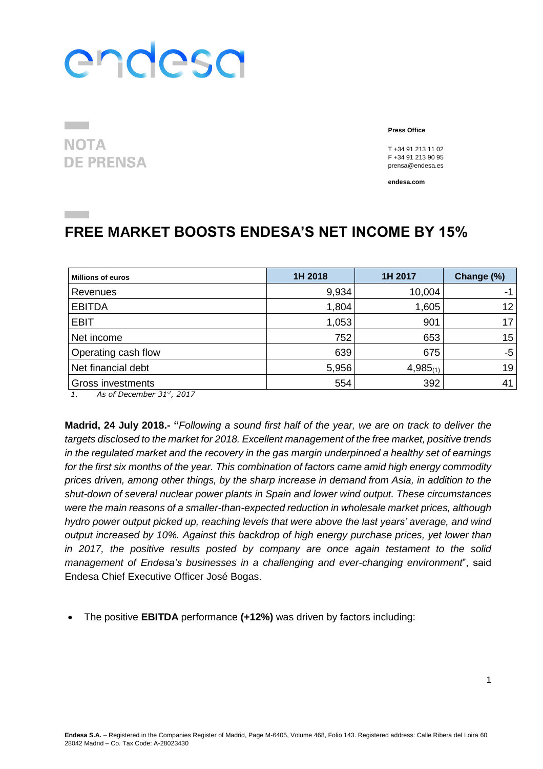endesa

**NOTA DE PRENSA**

**Press Office**

T +34 91 213 11 02
F +34 91 213 90 95
prensa@endesa.es

**endesa.com**

# FREE MARKET BOOSTS ENDESA'S NET INCOME BY 15%

| Millions of euros | 1H 2018 | 1H 2017 | Change (%) |
|---|---|---|---|
| Revenues | 9,934 | 10,004 | -1 |
| EBITDA | 1,804 | 1,605 | 12 |
| EBIT | 1,053 | 901 | 17 |
| Net income | 752 | 653 | 15 |
| Operating cash flow | 639 | 675 | -5 |
| Net financial debt | 5,956 | 4,985 (1) | 19 |
| Gross investments | 554 | 392 | 41 |

*1. As of December 31st, 2017*

**Madrid, 24 July 2018.- "***Following a sound first half of the year, we are on track to deliver the targets disclosed to the market for 2018. Excellent management of the free market, positive trends in the regulated market and the recovery in the gas margin underpinned a healthy set of earnings for the first six months of the year. This combination of factors came amid high energy commodity prices driven, among other things, by the sharp increase in demand from Asia, in addition to the shut-down of several nuclear power plants in Spain and lower wind output. These circumstances were the main reasons of a smaller-than-expected reduction in wholesale market prices, although hydro power output picked up, reaching levels that were above the last years' average, and wind output increased by 10%. Against this backdrop of high energy purchase prices, yet lower than in 2017, the positive results posted by company are once again testament to the solid management of Endesa's businesses in a challenging and ever-changing environment*", said Endesa Chief Executive Officer José Bogas.

- The positive **EBITDA** performance **(+12%)** was driven by factors including: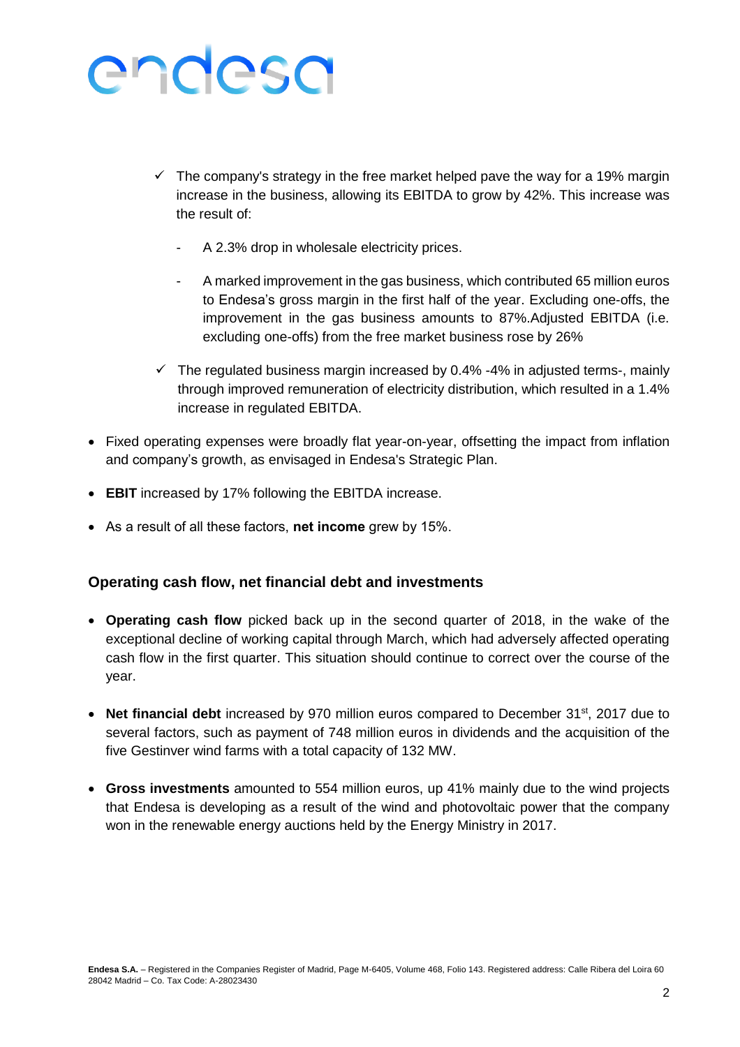- ✓ The company's strategy in the free market helped pave the way for a 19% margin increase in the business, allowing its EBITDA to grow by 42%. This increase was the result of:

  - A 2.3% drop in wholesale electricity prices.

  - A marked improvement in the gas business, which contributed 65 million euros to Endesa's gross margin in the first half of the year. Excluding one-offs, the improvement in the gas business amounts to 87%.Adjusted EBITDA (i.e. excluding one-offs) from the free market business rose by 26%

- ✓ The regulated business margin increased by 0.4% -4% in adjusted terms-, mainly through improved remuneration of electricity distribution, which resulted in a 1.4% increase in regulated EBITDA.

- Fixed operating expenses were broadly flat year-on-year, offsetting the impact from inflation and company's growth, as envisaged in Endesa's Strategic Plan.

- **EBIT** increased by 17% following the EBITDA increase.

- As a result of all these factors, **net income** grew by 15%.

### Operating cash flow, net financial debt and investments

- **Operating cash flow** picked back up in the second quarter of 2018, in the wake of the exceptional decline of working capital through March, which had adversely affected operating cash flow in the first quarter. This situation should continue to correct over the course of the year.

- **Net financial debt** increased by 970 million euros compared to December 31st, 2017 due to several factors, such as payment of 748 million euros in dividends and the acquisition of the five Gestinver wind farms with a total capacity of 132 MW.

- **Gross investments** amounted to 554 million euros, up 41% mainly due to the wind projects that Endesa is developing as a result of the wind and photovoltaic power that the company won in the renewable energy auctions held by the Energy Ministry in 2017.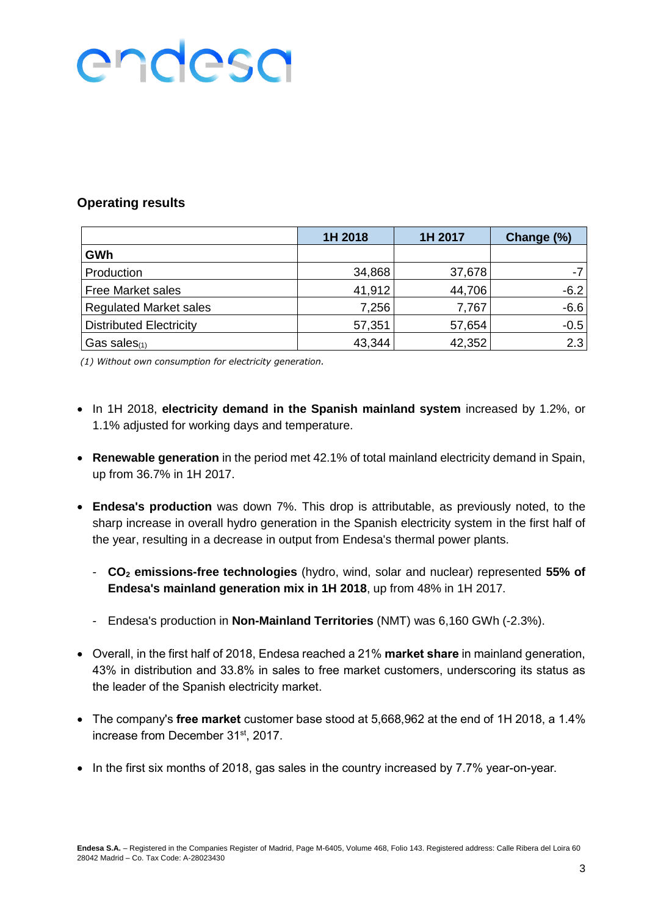## Operating results

| | 1H 2018 | 1H 2017 | Change (%) |
|---|---|---|---|
| **GWh** | | | |
| Production | 34,868 | 37,678 | -7 |
| Free Market sales | 41,912 | 44,706 | -6.2 |
| Regulated Market sales | 7,256 | 7,767 | -6.6 |
| Distributed Electricity | 57,351 | 57,654 | -0.5 |
| Gas sales(1) | 43,344 | 42,352 | 2.3 |

*(1) Without own consumption for electricity generation.*

- In 1H 2018, **electricity demand in the Spanish mainland system** increased by 1.2%, or 1.1% adjusted for working days and temperature.

- **Renewable generation** in the period met 42.1% of total mainland electricity demand in Spain, up from 36.7% in 1H 2017.

- **Endesa's production** was down 7%. This drop is attributable, as previously noted, to the sharp increase in overall hydro generation in the Spanish electricity system in the first half of the year, resulting in a decrease in output from Endesa's thermal power plants.

  - **$CO_2$ emissions-free technologies** (hydro, wind, solar and nuclear) represented **55% of Endesa's mainland generation mix in 1H 2018**, up from 48% in 1H 2017.

  - Endesa's production in **Non-Mainland Territories** (NMT) was 6,160 GWh (-2.3%).

- Overall, in the first half of 2018, Endesa reached a 21% **market share** in mainland generation, 43% in distribution and 33.8% in sales to free market customers, underscoring its status as the leader of the Spanish electricity market.

- The company's **free market** customer base stood at 5,668,962 at the end of 1H 2018, a 1.4% increase from December 31st, 2017.

- In the first six months of 2018, gas sales in the country increased by 7.7% year-on-year.

**Endesa S.A.** – Registered in the Companies Register of Madrid, Page M-6405, Volume 468, Folio 143. Registered address: Calle Ribera del Loira 60 28042 Madrid – Co. Tax Code: A-28023430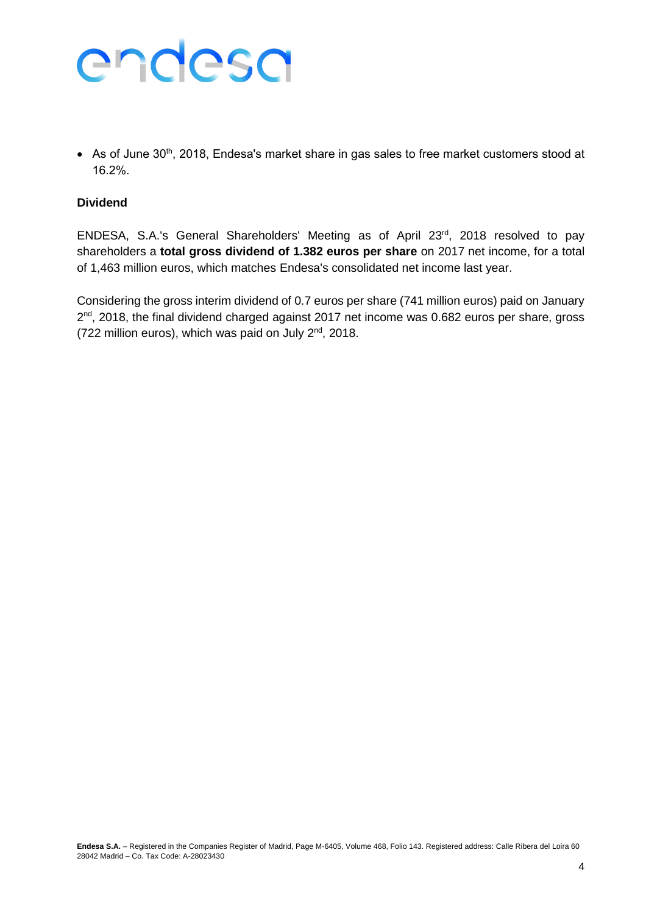- As of June 30th, 2018, Endesa's market share in gas sales to free market customers stood at 16.2%.

**Dividend**

ENDESA, S.A.'s General Shareholders' Meeting as of April 23rd, 2018 resolved to pay shareholders a **total gross dividend of 1.382 euros per share** on 2017 net income, for a total of 1,463 million euros, which matches Endesa's consolidated net income last year.

Considering the gross interim dividend of 0.7 euros per share (741 million euros) paid on January 2nd, 2018, the final dividend charged against 2017 net income was 0.682 euros per share, gross (722 million euros), which was paid on July 2nd, 2018.

**Endesa S.A.** – Registered in the Companies Register of Madrid, Page M-6405, Volume 468, Folio 143. Registered address: Calle Ribera del Loira 60 28042 Madrid – Co. Tax Code: A-28023430